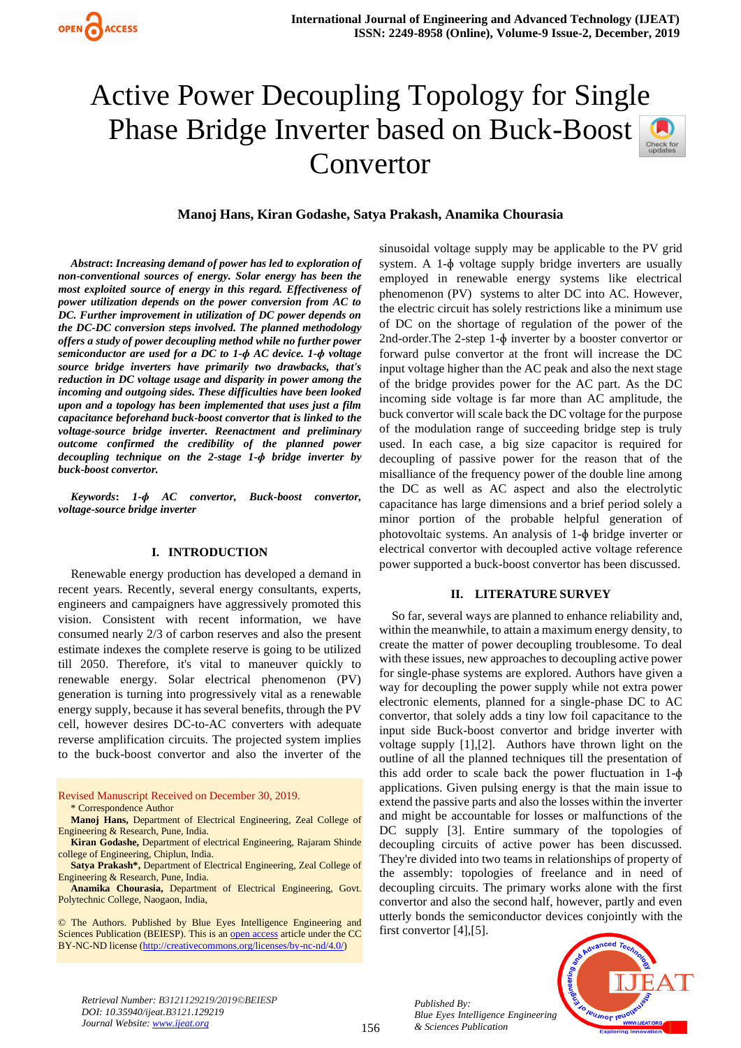# Active Power Decoupling Topology for Single Phase Bridge Inverter based on Buck-Boost Convertor

**Manoj Hans, Kiran Godashe, Satya Prakash, Anamika Chourasia**

***Abstract*: *Increasing demand of power has led to exploration of non-conventional sources of energy. Solar energy has been the most exploited source of energy in this regard. Effectiveness of power utilization depends on the power conversion from AC to DC. Further improvement in utilization of DC power depends on the DC-DC conversion steps involved. The planned methodology offers a study of power decoupling method while no further power semiconductor are used for a DC to 1-ϕ AC device. 1-ϕ voltage source bridge inverters have primarily two drawbacks, that's reduction in DC voltage usage and disparity in power among the incoming and outgoing sides. These difficulties have been looked upon and a topology has been implemented that uses just a film capacitance beforehand buck-boost convertor that is linked to the voltage-source bridge inverter. Reenactment and preliminary outcome confirmed the credibility of the planned power decoupling technique on the 2-stage 1-ϕ bridge inverter by buck-boost convertor.***

***Keywords*: *1-ϕ AC convertor, Buck-boost convertor, voltage-source bridge inverter***

## I. INTRODUCTION

Renewable energy production has developed a demand in recent years. Recently, several energy consultants, experts, engineers and campaigners have aggressively promoted this vision. Consistent with recent information, we have consumed nearly 2/3 of carbon reserves and also the present estimate indexes the complete reserve is going to be utilized till 2050. Therefore, it's vital to maneuver quickly to renewable energy. Solar electrical phenomenon (PV) generation is turning into progressively vital as a renewable energy supply, because it has several benefits, through the PV cell, however desires DC-to-AC converters with adequate reverse amplification circuits. The projected system implies to the buck-boost convertor and also the inverter of the sinusoidal voltage supply may be applicable to the PV grid system. A 1-ϕ voltage supply bridge inverters are usually employed in renewable energy systems like electrical phenomenon (PV) systems to alter DC into AC. However, the electric circuit has solely restrictions like a minimum use of DC on the shortage of regulation of the power of the 2nd-order.The 2-step 1-ϕ inverter by a booster convertor or forward pulse convertor at the front will increase the DC input voltage higher than the AC peak and also the next stage of the bridge provides power for the AC part. As the DC incoming side voltage is far more than AC amplitude, the buck convertor will scale back the DC voltage for the purpose of the modulation range of succeeding bridge step is truly used. In each case, a big size capacitor is required for decoupling of passive power for the reason that of the misalliance of the frequency power of the double line among the DC as well as AC aspect and also the electrolytic capacitance has large dimensions and a brief period solely a minor portion of the probable helpful generation of photovoltaic systems. An analysis of 1-ϕ bridge inverter or electrical convertor with decoupled active voltage reference power supported a buck-boost convertor has been discussed.

## II. LITERATURE SURVEY

So far, several ways are planned to enhance reliability and, within the meanwhile, to attain a maximum energy density, to create the matter of power decoupling troublesome. To deal with these issues, new approaches to decoupling active power for single-phase systems are explored. Authors have given a way for decoupling the power supply while not extra power electronic elements, planned for a single-phase DC to AC convertor, that solely adds a tiny low foil capacitance to the input side Buck-boost convertor and bridge inverter with voltage supply [1],[2]. Authors have thrown light on the outline of all the planned techniques till the presentation of this add order to scale back the power fluctuation in 1-ϕ applications. Given pulsing energy is that the main issue to extend the passive parts and also the losses within the inverter and might be accountable for losses or malfunctions of the DC supply [3]. Entire summary of the topologies of decoupling circuits of active power has been discussed. They're divided into two teams in relationships of property of the assembly: topologies of freelance and in need of decoupling convertor. The primary works alone with the first convertor and also the second half, however, partly and even utterly bonds the semiconductor devices conjointly with the first convertor [4],[5].

Revised Manuscript Received on December 30, 2019.

\* Correspondence Author

**Manoj Hans,** Department of Electrical Engineering, Zeal College of Engineering & Research, Pune, India.

**Kiran Godashe,** Department of electrical Engineering, Rajaram Shinde college of Engineering, Chiplun, India.

**Satya Prakash\*,** Department of Electrical Engineering, Zeal College of Engineering & Research, Pune, India.

**Anamika Chourasia,** Department of Electrical Engineering, Govt. Polytechnic College, Naogaon, India,

© The Authors. Published by Blue Eyes Intelligence Engineering and Sciences Publication (BEIESP). This is an open access article under the CC BY-NC-ND license (http://creativecommons.org/licenses/by-nc-nd/4.0/)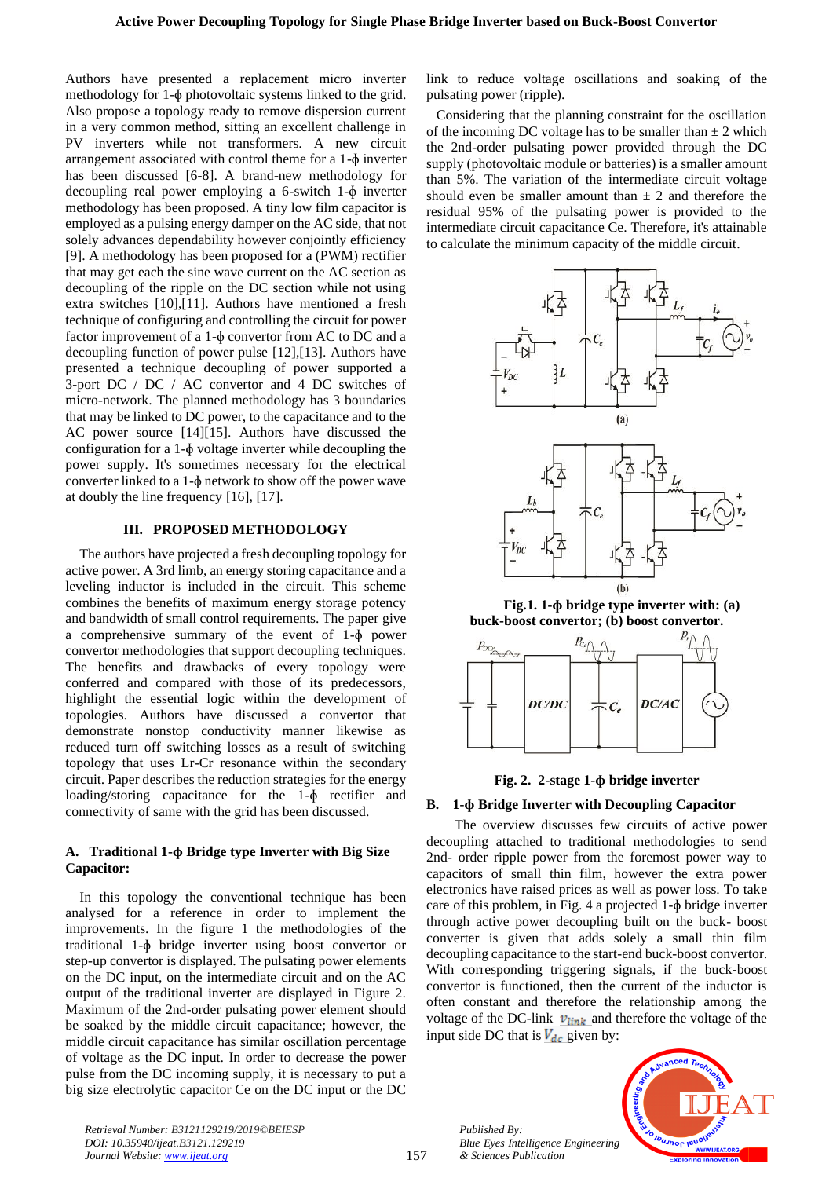Authors have presented a replacement micro inverter methodology for 1-ϕ photovoltaic systems linked to the grid. Also propose a topology ready to remove dispersion current in a very common method, sitting an excellent challenge in PV inverters while not transformers. A new circuit arrangement associated with control theme for a 1-ϕ inverter has been discussed [6-8]. A brand-new methodology for decoupling real power employing a 6-switch 1-ϕ inverter methodology has been proposed. A tiny low film capacitor is employed as a pulsing energy damper on the AC side, that not solely advances dependability however conjointly efficiency [9]. A methodology has been proposed for a (PWM) rectifier that may get each the sine wave current on the AC section as decoupling of the ripple on the DC section while not using extra switches [10],[11]. Authors have mentioned a fresh technique of configuring and controlling the circuit for power factor improvement of a 1-ϕ convertor from AC to DC and a decoupling function of power pulse [12],[13]. Authors have presented a technique decoupling of power supported a 3-port DC / DC / AC convertor and 4 DC switches of micro-network. The planned methodology has 3 boundaries that may be linked to DC power, to the capacitance and to the AC power source [14][15]. Authors have discussed the configuration for a 1-ϕ voltage inverter while decoupling the power supply. It's sometimes necessary for the electrical converter linked to a 1-ϕ network to show off the power wave at doubly the line frequency [16], [17].

## III. PROPOSED METHODOLOGY

The authors have projected a fresh decoupling topology for active power. A 3rd limb, an energy storing capacitance and a leveling inductor is included in the circuit. This scheme combines the benefits of maximum energy storage potency and bandwidth of small control requirements. The paper give a comprehensive summary of the event of 1-ϕ power convertor methodologies that support decoupling techniques. The benefits and drawbacks of every topology were conferred and compared with those of its predecessors, highlight the essential logic within the development of topologies. Authors have discussed a convertor that demonstrate nonstop conductivity manner likewise as reduced turn off switching losses as a result of switching topology that uses Lr-Cr resonance within the secondary circuit. Paper describes the reduction strategies for the energy loading/storing capacitance for the 1-ϕ rectifier and connectivity of same with the grid has been discussed.

### A. Traditional 1-ϕ Bridge type Inverter with Big Size Capacitor:

In this topology the conventional technique has been analysed for a reference in order to implement the improvements. In the figure 1 the methodologies of the traditional 1-ϕ bridge inverter using boost convertor or step-up convertor is displayed. The pulsating power elements on the DC input, on the intermediate circuit and on the AC output of the traditional inverter are displayed in Figure 2. Maximum of the 2nd-order pulsating power element should be soaked by the middle circuit capacitance; however, the middle circuit capacitance has similar oscillation percentage of voltage as the DC input. In order to decrease the power pulse from the DC incoming supply, it is necessary to put a big size electrolytic capacitor Ce on the DC input or the DC link to reduce voltage oscillations and soaking of the pulsating power (ripple).

Considering that the planning constraint for the oscillation of the incoming DC voltage has to be smaller than ± 2 which the 2nd-order pulsating power provided through the DC supply (photovoltaic module or batteries) is a smaller amount than 5%. The variation of the intermediate circuit voltage should even be smaller amount than ± 2 and therefore the residual 95% of the pulsating power is provided to the intermediate circuit capacitance Ce. Therefore, it's attainable to calculate the minimum capacity of the middle circuit.

**Fig.1. 1-ϕ bridge type inverter with: (a) buck-boost convertor; (b) boost convertor.**

**Fig. 2. 2-stage 1-ϕ bridge inverter**

### B. 1-ϕ Bridge Inverter with Decoupling Capacitor

The overview discusses few circuits of active power decoupling attached to traditional methodologies to send 2nd- order ripple power from the foremost power way to capacitors of small thin film, however the extra power electronics have raised prices as well as power loss. To take care of this problem, in Fig. 4 a projected 1-ϕ bridge inverter through active power decoupling built on the buck- boost converter is given that adds solely a small thin film decoupling capacitance to the start-end buck-boost convertor. With corresponding triggering signals, if the buck-boost convertor is functioned, then the current of the inductor is often constant and therefore the relationship among the voltage of the DC-link $v_{link}$ and therefore the voltage of the input side DC that is $V_{dc}$ given by: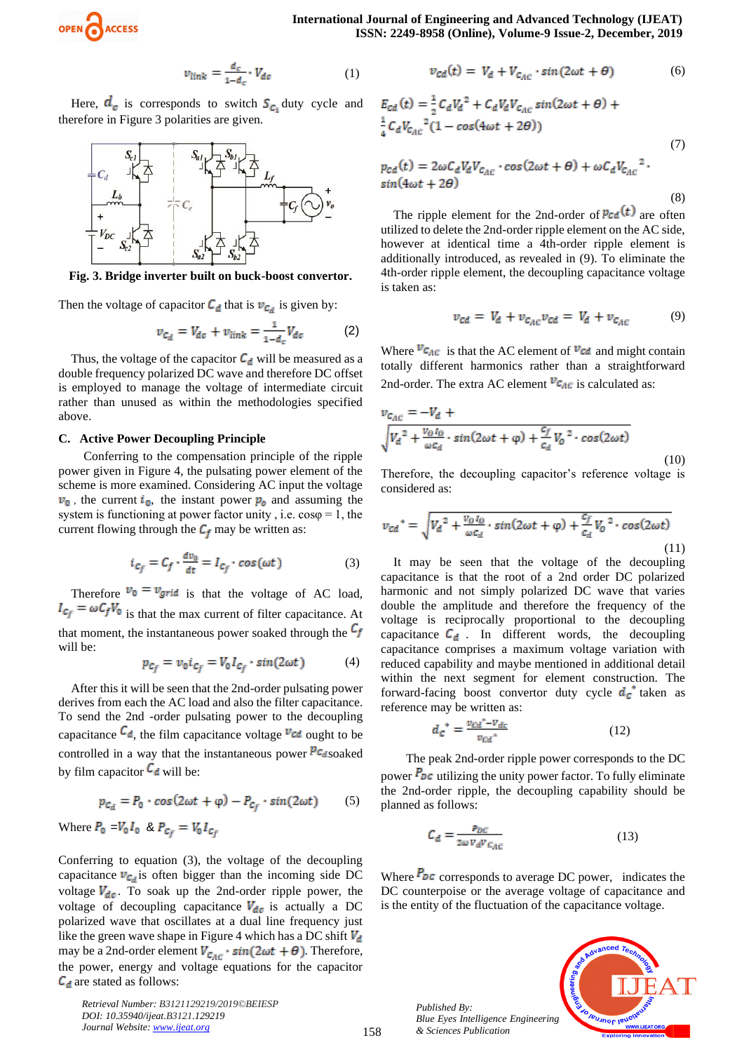$$v_{link} = \frac{d_c}{1-d_c} \cdot V_{dc} \qquad (1)$$

Here, $d_c$ is corresponds to switch $S_{c_1}$ duty cycle and therefore in Figure 3 polarities are given.

Fig. 3. Bridge inverter built on buck-boost convertor.

Then the voltage of capacitor $C_d$ that is $v_{C_d}$ is given by:

$$v_{C_d} = V_{dc} + v_{link} = \frac{1}{1-d_c} V_{dc} \qquad (2)$$

Thus, the voltage of the capacitor $C_d$ will be measured as a double frequency polarized DC wave and therefore DC offset is employed to manage the voltage of intermediate circuit rather than unused as within the methodologies specified above.

### C. Active Power Decoupling Principle

Conferring to the compensation principle of the ripple power given in Figure 4, the pulsating power element of the scheme is more examined. Considering AC input the voltage $v_0$, the current $i_0$, the instant power $p_0$ and assuming the system is functioning at power factor unity, i.e. cosφ = 1, the current flowing through the $C_f$ may be written as:

$$i_{C_f} = C_f \cdot \frac{dv_0}{dt} = I_{C_f} \cdot cos(\omega t) \qquad (3)$$

Therefore $v_0 = v_{grid}$ is that the voltage of AC load, $I_{C_f} = \omega C_f V_0$ is that the max current of filter capacitance. At that moment, the instantaneous power soaked through the $C_f$ will be:

$$p_{C_f} = v_0 i_{C_f} = V_0 I_{C_f} \cdot sin(2\omega t) \qquad (4)$$

After this it will be seen that the 2nd-order pulsating power derives from each the AC load and also the filter capacitance. To send the 2nd -order pulsating power to the decoupling capacitance $C_d$, the film capacitance voltage $v_{Cd}$ ought to be controlled in a way that the instantaneous power $p_{C_d}$soaked by film capacitor $C_d$ will be:

$$p_{C_d} = P_0 \cdot cos(2\omega t + \varphi) - P_{C_f} \cdot sin(2\omega t) \qquad (5)$$

Where $P_0 = V_0 I_0$ & $P_{C_f} = V_0 I_{C_f}$

Conferring to equation (3), the voltage of the decoupling capacitance $v_{C_d}$is often bigger than the incoming side DC voltage $V_{dc}$. To soak up the 2nd-order ripple power, the voltage of decoupling capacitance $V_{dc}$ is actually a DC polarized wave that oscillates at a dual line frequency just like the green wave shape in Figure 4 which has a DC shift $V_d$ may be a 2nd-order element $V_{C_{AC}} \cdot sin(2\omega t + \theta)$. Therefore, the power, energy and voltage equations for the capacitor $C_d$ are stated as follows:

$$v_{Cd}(t) = V_d + V_{C_{AC}} \cdot sin(2\omega t + \theta) \qquad (6)$$

$$E_{Cd}(t) = \frac{1}{2} C_d V_d^2 + C_d V_d V_{C_{AC}} sin(2\omega t + \theta) + \frac{1}{4} C_d V_{C_{AC}}^2 (1 - cos(4\omega t + 2\theta)) \qquad (7)$$

$$p_{Cd}(t) = 2\omega C_d V_d V_{C_{AC}} \cdot cos(2\omega t + \theta) + \omega C_d V_{C_{AC}}^2 \cdot sin(4\omega t + 2\theta) \qquad (8)$$

The ripple element for the 2nd-order of $p_{Cd}(t)$ are often utilized to delete the 2nd-order ripple element on the AC side, however at identical time a 4th-order ripple element is additionally introduced, as revealed in (9). To eliminate the 4th-order ripple element, the decoupling capacitance voltage is taken as:

$$v_{Cd} = V_d + v_{C_{AC}} v_{Cd} = V_d + v_{C_{AC}} \qquad (9)$$

Where $v_{C_{AC}}$ is that the AC element of $v_{Cd}$ and might contain totally different harmonics rather than a straightforward 2nd-order. The extra AC element $v_{C_{AC}}$ is calculated as:

$$v_{C_{AC}} = -V_d + \sqrt{V_d^2 + \frac{V_0 I_0}{\omega C_d} \cdot sin(2\omega t + \varphi) + \frac{C_f}{C_d} V_0^2 \cdot cos(2\omega t)} \qquad (10)$$

Therefore, the decoupling capacitor's reference voltage is considered as:

$$v_{Cd}^* = \sqrt{V_d^2 + \frac{V_0 I_0}{\omega C_d} \cdot sin(2\omega t + \varphi) + \frac{C_f}{C_d} V_0^2 \cdot cos(2\omega t)} \qquad (11)$$

It may be seen that the voltage of the decoupling capacitance is that the root of a 2nd order DC polarized harmonic and not simply polarized DC wave that varies double the amplitude and therefore the frequency of the voltage is reciprocally proportional to the decoupling capacitance $C_d$. In different words, the decoupling capacitance comprises a maximum voltage variation with reduced capability and maybe mentioned in additional detail within the next segment for element construction. The forward-facing boost convertor duty cycle $d_c^*$ taken as reference may be written as:

$$d_c^* = \frac{v_{Cd}^* - V_{dc}}{v_{Cd}^*} \qquad (12)$$

The peak 2nd-order ripple power corresponds to the DC power $P_{DC}$ utilizing the unity power factor. To fully eliminate the 2nd-order ripple, the decoupling capability should be planned as follows:

$$C_d = \frac{P_{DC}}{2\omega V_d V_{C_{AC}}} \qquad (13)$$

Where $P_{DC}$ corresponds to average DC power, indicates the DC counterpoise or the average voltage of capacitance and is the entity of the fluctuation of the capacitance voltage.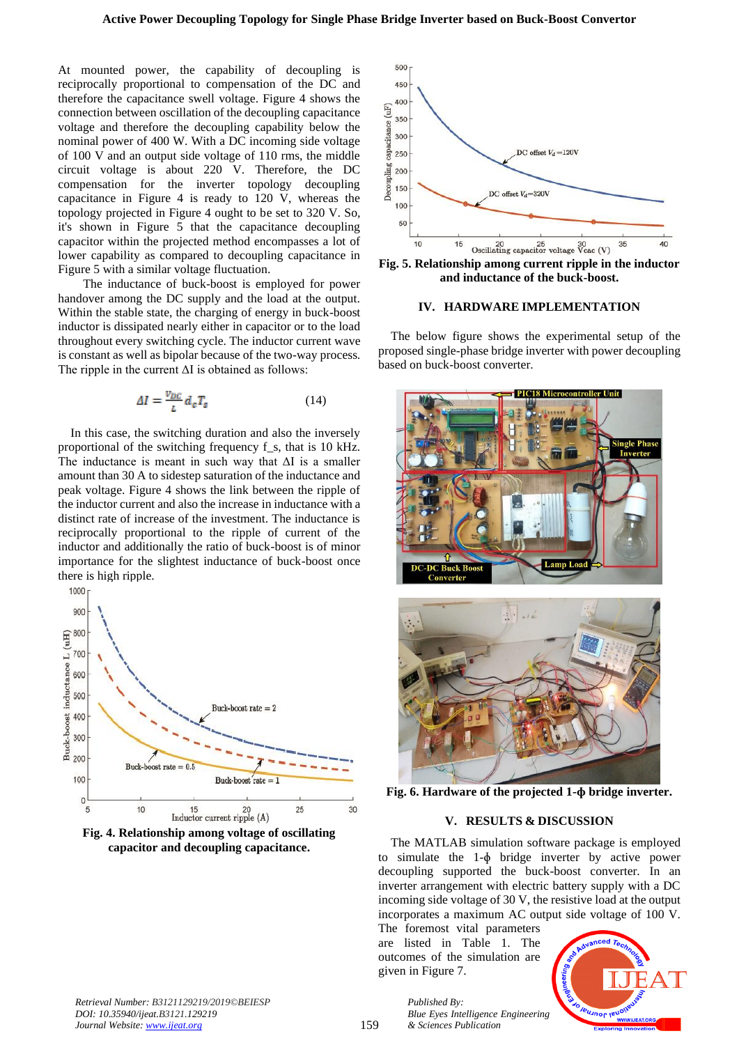At mounted power, the capability of decoupling is reciprocally proportional to compensation of the DC and therefore the capacitance swell voltage. Figure 4 shows the connection between oscillation of the decoupling capacitance voltage and therefore the decoupling capability below the nominal power of 400 W. With a DC incoming side voltage of 100 V and an output side voltage of 110 rms, the middle circuit voltage is about 220 V. Therefore, the DC compensation for the inverter topology decoupling capacitance in Figure 4 is ready to 120 V, whereas the topology projected in Figure 4 ought to be set to 320 V. So, it's shown in Figure 5 that the capacitance decoupling capacitor within the projected method encompasses a lot of lower capability as compared to decoupling capacitance in Figure 5 with a similar voltage fluctuation.

The inductance of buck-boost is employed for power handover among the DC supply and the load at the output. Within the stable state, the charging of energy in buck-boost inductor is dissipated nearly either in capacitor or to the load throughout every switching cycle. The inductor current wave is constant as well as bipolar because of the two-way process. The ripple in the current ΔI is obtained as follows:

$$\Delta I = \frac{V_{DC}}{L} d_c T_s \qquad (14)$$

In this case, the switching duration and also the inversely proportional of the switching frequency f_s, that is 10 kHz. The inductance is meant in such way that ΔI is a smaller amount than 30 A to sidestep saturation of the inductance and peak voltage. Figure 4 shows the link between the ripple of the inductor current and also the increase in inductance with a distinct rate of increase of the investment. The inductance is reciprocally proportional to the ripple of current of the inductor and additionally the ratio of buck-boost is of minor importance for the slightest inductance of buck-boost once there is high ripple.

**Fig. 4. Relationship among voltage of oscillating capacitor and decoupling capacitance.**

**Fig. 5. Relationship among current ripple in the inductor and inductance of the buck-boost.**

## IV. HARDWARE IMPLEMENTATION

The below figure shows the experimental setup of the proposed single-phase bridge inverter with power decoupling based on buck-boost converter.

**Fig. 6. Hardware of the projected 1-ϕ bridge inverter.**

## V. RESULTS & DISCUSSION

The MATLAB simulation software package is employed to simulate the 1-ϕ bridge inverter by active power decoupling supported the buck-boost converter. In an inverter arrangement with electric battery supply with a DC incoming side voltage of 30 V, the resistive load at the output incorporates a maximum AC output side voltage of 100 V. The foremost vital parameters are listed in Table 1. The outcomes of the simulation are given in Figure 7.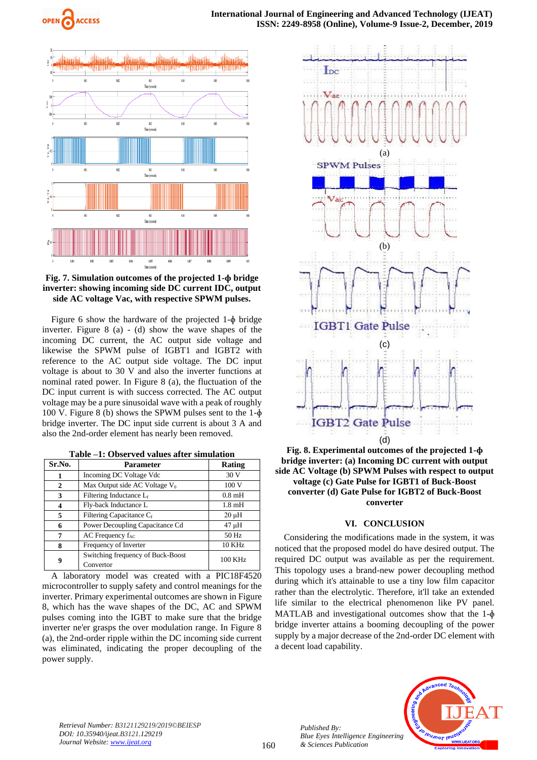**Fig. 7. Simulation outcomes of the projected 1-ϕ bridge inverter: showing incoming side DC current IDC, output side AC voltage Vac, with respective SPWM pulses.**

Figure 6 show the hardware of the projected 1-ϕ bridge inverter. Figure 8 (a) - (d) show the wave shapes of the incoming DC current, the AC output side voltage and likewise the SPWM pulse of IGBT1 and IGBT2 with reference to the AC output side voltage. The DC input voltage is about to 30 V and also the inverter functions at nominal rated power. In Figure 8 (a), the fluctuation of the DC input current is with success corrected. The AC output voltage may be a pure sinusoidal wave with a peak of roughly 100 V. Figure 8 (b) shows the SPWM pulses sent to the 1-ϕ bridge inverter. The DC input side current is about 3 A and also the 2nd-order element has nearly been removed.

**Table –1: Observed values after simulation**

| Sr.No. | Parameter | Rating |
|---|---|---|
| 1 | Incoming DC Voltage Vdc | 30 V |
| 2 | Max Output side AC Voltage $V_0$ | 100 V |
| 3 | Filtering Inductance $L_f$ | 0.8 mH |
| 4 | Fly-back Inductance L | 1.8 mH |
| 5 | Filtering Capacitance $C_f$ | 20 µH |
| 6 | Power Decoupling Capacitance Cd | 47 µH |
| 7 | AC Frequency $f_{AC}$ | 50 Hz |
| 8 | Frequency of Inverter | 10 KHz |
| 9 | Switching frequency of Buck-Boost Convertor | 100 KHz |

A laboratory model was created with a PIC18F4520 microcontroller to supply safety and control meanings for the inverter. Primary experimental outcomes are shown in Figure 8, which has the wave shapes of the DC, AC and SPWM pulses coming into the IGBT to make sure that the bridge inverter ne'er grasps the over modulation range. In Figure 8 (a), the 2nd-order ripple within the DC incoming side current was eliminated, indicating the proper decoupling of the power supply.

**Fig. 8. Experimental outcomes of the projected 1-ϕ bridge inverter: (a) Incoming DC current with output side AC Voltage (b) SPWM Pulses with respect to output voltage (c) Gate Pulse for IGBT1 of Buck-Boost converter (d) Gate Pulse for IGBT2 of Buck-Boost converter**

## VI. CONCLUSION

Considering the modifications made in the system, it was noticed that the proposed model do have desired output. The required DC output was available as per the requirement. This topology uses a brand-new power decoupling method during which it's attainable to use a tiny low film capacitor rather than the electrolytic. Therefore, it'll take an extended life similar to the electrical phenomenon like PV panel. MATLAB and investigational outcomes show that the 1-ϕ bridge inverter attains a booming decoupling of the power supply by a major decrease of the 2nd-order DC element with a decent load capability.

*Retrieval Number: B3121129219/2019©BEIESP*
*DOI: 10.35940/ijeat.B3121.129219*
*Journal Website: www.ijeat.org*

*Published By:*
*Blue Eyes Intelligence Engineering & Sciences Publication*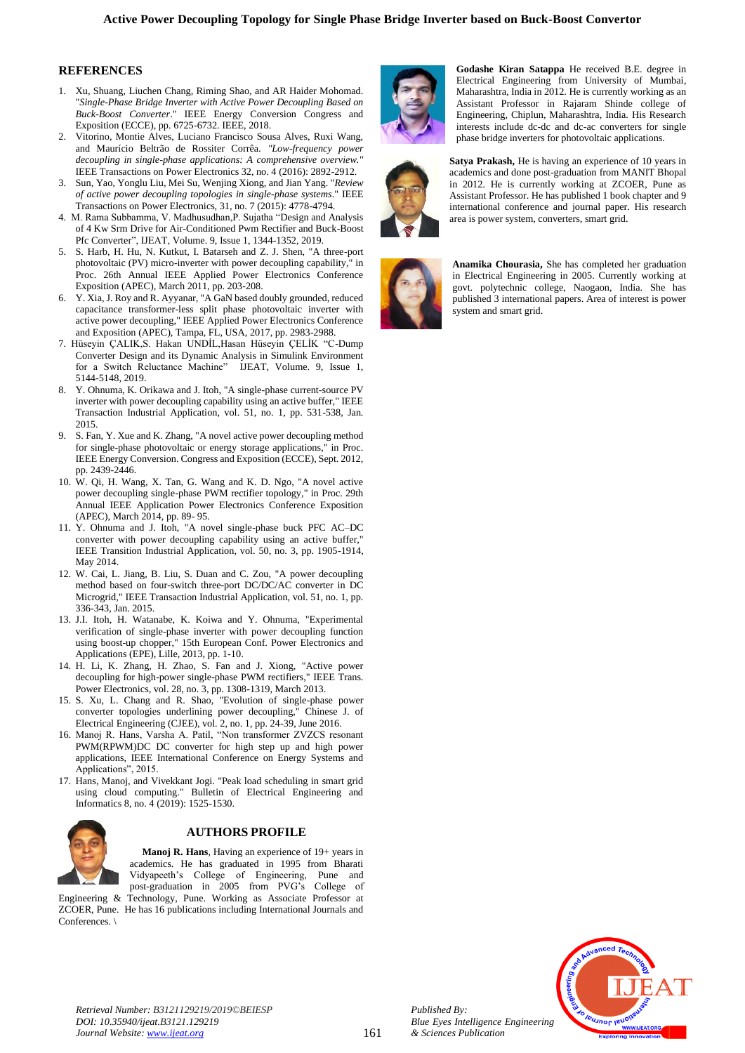## REFERENCES

1. Xu, Shuang, Liuchen Chang, Riming Shao, and AR Haider Mohomad. "*Single-Phase Bridge Inverter with Active Power Decoupling Based on Buck-Boost Converter*." IEEE Energy Conversion Congress and Exposition (ECCE), pp. 6725-6732. IEEE, 2018.
2. Vitorino, Montie Alves, Luciano Francisco Sousa Alves, Ruxi Wang, and Maurício Beltrão de Rossiter Corrêa. *"Low-frequency power decoupling in single-phase applications: A comprehensive overview."* IEEE Transactions on Power Electronics 32, no. 4 (2016): 2892-2912.
3. Sun, Yao, Yonglu Liu, Mei Su, Wenjing Xiong, and Jian Yang. "*Review of active power decoupling topologies in single-phase systems*." IEEE Transactions on Power Electronics, 31, no. 7 (2015): 4778-4794.
4. M. Rama Subbamma, V. Madhusudhan,P. Sujatha "Design and Analysis of 4 Kw Srm Drive for Air-Conditioned Pwm Rectifier and Buck-Boost Pfc Converter", IJEAT, Volume. 9, Issue 1, 1344-1352, 2019.
5. S. Harb, H. Hu, N. Kutkut, I. Batarseh and Z. J. Shen, "A three-port photovoltaic (PV) micro-inverter with power decoupling capability," in Proc. 26th Annual IEEE Applied Power Electronics Conference Exposition (APEC), March 2011, pp. 203-208.
6. Y. Xia, J. Roy and R. Ayyanar, "A GaN based doubly grounded, reduced capacitance transformer-less split phase photovoltaic inverter with active power decoupling," IEEE Applied Power Electronics Conference and Exposition (APEC), Tampa, FL, USA, 2017, pp. 2983-2988.
7. Hüseyin ÇALIK,S. Hakan UNDİL,Hasan Hüseyin ÇELİK "C-Dump Converter Design and its Dynamic Analysis in Simulink Environment for a Switch Reluctance Machine" IJEAT, Volume. 9, Issue 1, 5144-5148, 2019.
8. Y. Ohnuma, K. Orikawa and J. Itoh, "A single-phase current-source PV inverter with power decoupling capability using an active buffer," IEEE Transaction Industrial Application, vol. 51, no. 1, pp. 531-538, Jan. 2015.
9. S. Fan, Y. Xue and K. Zhang, "A novel active power decoupling method for single-phase photovoltaic or energy storage applications," in Proc. IEEE Energy Conversion. Congress and Exposition (ECCE), Sept. 2012, pp. 2439-2446.
10. W. Qi, H. Wang, X. Tan, G. Wang and K. D. Ngo, "A novel active power decoupling single-phase PWM rectifier topology," in Proc. 29th Annual IEEE Application Power Electronics Conference Exposition (APEC), March 2014, pp. 89- 95.
11. Y. Ohnuma and J. Itoh, "A novel single-phase buck PFC AC–DC converter with power decoupling capability using an active buffer," IEEE Transition Industrial Application, vol. 50, no. 3, pp. 1905-1914, May 2014.
12. W. Cai, L. Jiang, B. Liu, S. Duan and C. Zou, "A power decoupling method based on four-switch three-port DC/DC/AC converter in DC Microgrid," IEEE Transaction Industrial Application, vol. 51, no. 1, pp. 336-343, Jan. 2015.
13. J.I. Itoh, H. Watanabe, K. Koiwa and Y. Ohnuma, "Experimental verification of single-phase inverter with power decoupling function using boost-up chopper," 15th European Conf. Power Electronics and Applications (EPE), Lille, 2013, pp. 1-10.
14. H. Li, K. Zhang, H. Zhao, S. Fan and J. Xiong, "Active power decoupling for high-power single-phase PWM rectifiers," IEEE Trans. Power Electronics, vol. 28, no. 3, pp. 1308-1319, March 2013.
15. S. Xu, L. Chang and R. Shao, "Evolution of single-phase power converter topologies underlining power decoupling," Chinese J. of Electrical Engineering (CJEE), vol. 2, no. 1, pp. 24-39, June 2016.
16. Manoj R. Hans, Varsha A. Patil, "Non transformer ZVZCS resonant PWM(RPWM)DC DC converter for high step up and high power applications, IEEE International Conference on Energy Systems and Applications", 2015.
17. Hans, Manoj, and Vivekkant Jogi. "Peak load scheduling in smart grid using cloud computing." Bulletin of Electrical Engineering and Informatics 8, no. 4 (2019): 1525-1530.

## AUTHORS PROFILE

**Manoj R. Hans**, Having an experience of 19+ years in academics. He has graduated in 1995 from Bharati Vidyapeeth's College of Engineering, Pune and post-graduation in 2005 from PVG's College of Engineering & Technology, Pune. Working as Associate Professor at ZCOER, Pune. He has 16 publications including International Journals and Conferences. \

**Godashe Kiran Satappa** He received B.E. degree in Electrical Engineering from University of Mumbai, Maharashtra, India in 2012. He is currently working as an Assistant Professor in Rajaram Shinde college of Engineering, Chiplun, Maharashtra, India. His Research interests include dc-dc and dc-ac converters for single phase bridge inverters for photovoltaic applications.

**Satya Prakash,** He is having an experience of 10 years in academics and done post-graduation from MANIT Bhopal in 2012. He is currently working at ZCOER, Pune as Assistant Professor. He has published 1 book chapter and 9 international conference and journal paper. His research area is power system, converters, smart grid.

**Anamika Chourasia,** She has completed her graduation in Electrical Engineering in 2005. Currently working at govt. polytechnic college, Naogaon, India. She has published 3 international papers. Area of interest is power system and smart grid.